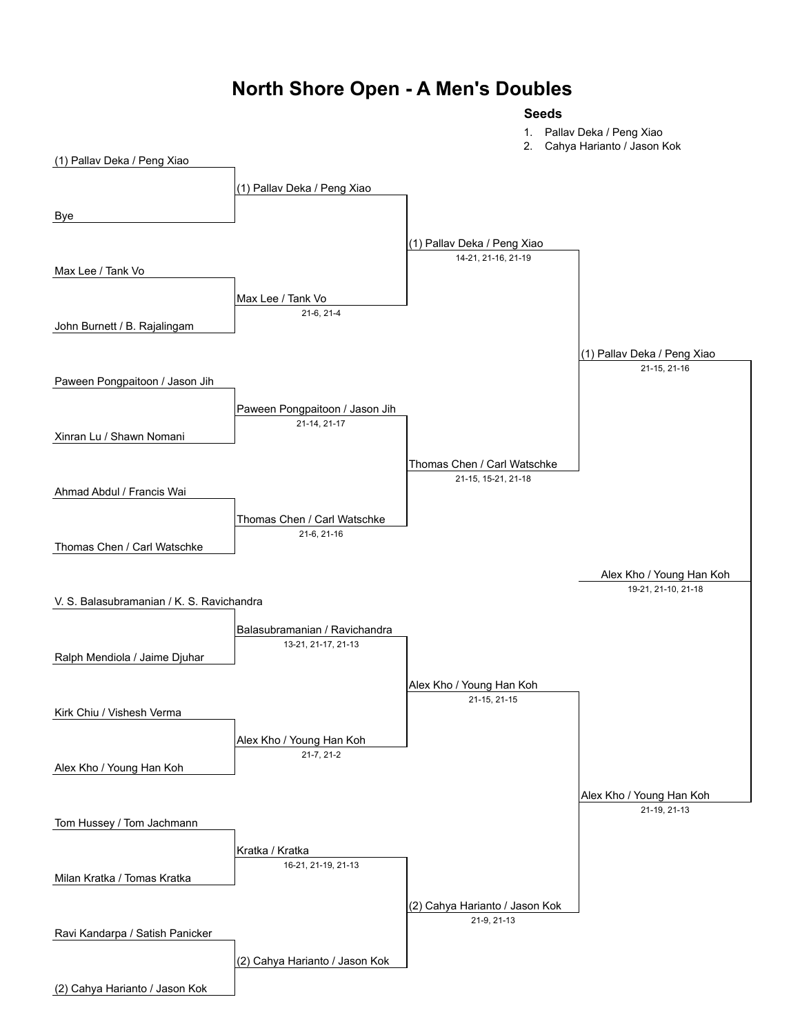# North Shore Open - A Men's Doubles

**Seeds**

1. Pallav Deka / Peng Xiao
2. Cahya Harianto / Jason Kok

## Round 1

| Match | Team 1 | Team 2 | Winner | Score |
| --- | --- | --- | --- | --- |
| 1 | (1) Pallav Deka / Peng Xiao | Bye | (1) Pallav Deka / Peng Xiao | |
| 2 | Max Lee / Tank Vo | John Burnett / B. Rajalingam | Max Lee / Tank Vo | 21-6, 21-4 |
| 3 | Paween Pongpaitoon / Jason Jih | Xinran Lu / Shawn Nomani | Paween Pongpaitoon / Jason Jih | 21-14, 21-17 |
| 4 | Ahmad Abdul / Francis Wai | Thomas Chen / Carl Watschke | Thomas Chen / Carl Watschke | 21-6, 21-16 |
| 5 | V. S. Balasubramanian / K. S. Ravichandra | Ralph Mendiola / Jaime Djuhar | Balasubramanian / Ravichandra | 13-21, 21-17, 21-13 |
| 6 | Kirk Chiu / Vishesh Verma | Alex Kho / Young Han Koh | Alex Kho / Young Han Koh | 21-7, 21-2 |
| 7 | Tom Hussey / Tom Jachmann | Milan Kratka / Tomas Kratka | Kratka / Kratka | 16-21, 21-19, 21-13 |
| 8 | Ravi Kandarpa / Satish Panicker | (2) Cahya Harianto / Jason Kok | (2) Cahya Harianto / Jason Kok | |

## Quarterfinals

| Team 1 | Team 2 | Winner | Score |
| --- | --- | --- | --- |
| (1) Pallav Deka / Peng Xiao | Max Lee / Tank Vo | (1) Pallav Deka / Peng Xiao | 14-21, 21-16, 21-19 |
| Paween Pongpaitoon / Jason Jih | Thomas Chen / Carl Watschke | Thomas Chen / Carl Watschke | 21-15, 15-21, 21-18 |
| Balasubramanian / Ravichandra | Alex Kho / Young Han Koh | Alex Kho / Young Han Koh | 21-15, 21-15 |
| Kratka / Kratka | (2) Cahya Harianto / Jason Kok | (2) Cahya Harianto / Jason Kok | 21-9, 21-13 |

## Semifinals

| Team 1 | Team 2 | Winner | Score |
| --- | --- | --- | --- |
| (1) Pallav Deka / Peng Xiao | Thomas Chen / Carl Watschke | (1) Pallav Deka / Peng Xiao | 21-15, 21-16 |
| Alex Kho / Young Han Koh | (2) Cahya Harianto / Jason Kok | Alex Kho / Young Han Koh | 21-19, 21-13 |

## Final

| Team 1 | Team 2 | Winner | Score |
| --- | --- | --- | --- |
| (1) Pallav Deka / Peng Xiao | Alex Kho / Young Han Koh | Alex Kho / Young Han Koh | 19-21, 21-10, 21-18 |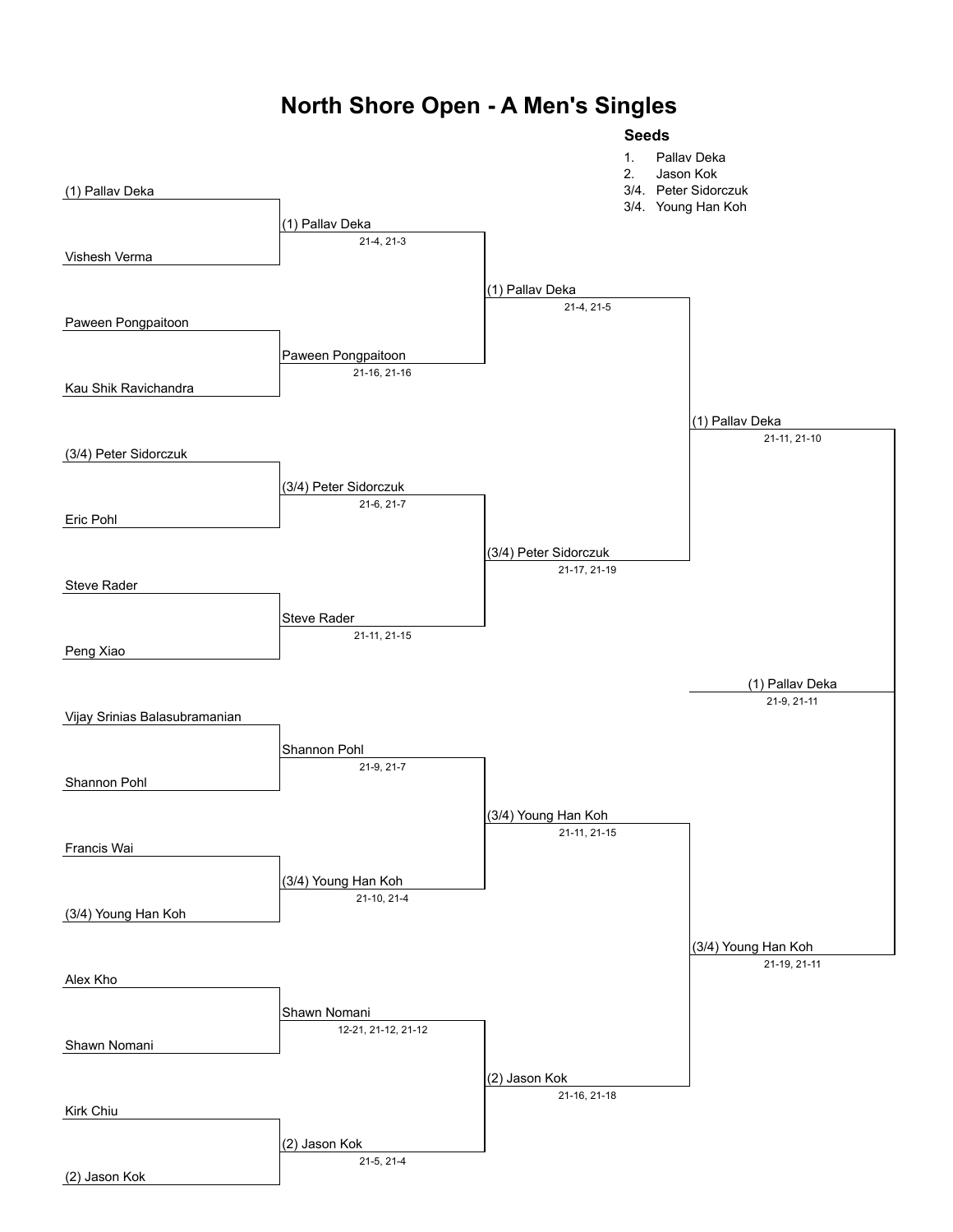# North Shore Open - A Men's Singles

**Seeds**

1. Pallav Deka
2. Jason Kok

3/4. Peter Sidorczuk

3/4. Young Han Koh

### Round 1

| Player 1 | Player 2 | Winner | Score |
|---|---|---|---|
| (1) Pallav Deka | Vishesh Verma | (1) Pallav Deka | 21-4, 21-3 |
| Paween Pongpaitoon | Kau Shik Ravichandra | Paween Pongpaitoon | 21-16, 21-16 |
| (3/4) Peter Sidorczuk | Eric Pohl | (3/4) Peter Sidorczuk | 21-6, 21-7 |
| Steve Rader | Peng Xiao | Steve Rader | 21-11, 21-15 |
| Vijay Srinias Balasubramanian | Shannon Pohl | Shannon Pohl | 21-9, 21-7 |
| Francis Wai | (3/4) Young Han Koh | (3/4) Young Han Koh | 21-10, 21-4 |
| Alex Kho | Shawn Nomani | Shawn Nomani | 12-21, 21-12, 21-12 |
| Kirk Chiu | (2) Jason Kok | (2) Jason Kok | 21-5, 21-4 |

### Quarterfinals

| Winner | Score |
|---|---|
| (1) Pallav Deka | 21-4, 21-5 |
| (3/4) Peter Sidorczuk | 21-17, 21-19 |
| (3/4) Young Han Koh | 21-11, 21-15 |
| (2) Jason Kok | 21-16, 21-18 |

### Semifinals

| Winner | Score |
|---|---|
| (1) Pallav Deka | 21-11, 21-10 |
| (3/4) Young Han Koh | 21-19, 21-11 |

### Final

| Winner | Score |
|---|---|
| (1) Pallav Deka | 21-9, 21-11 |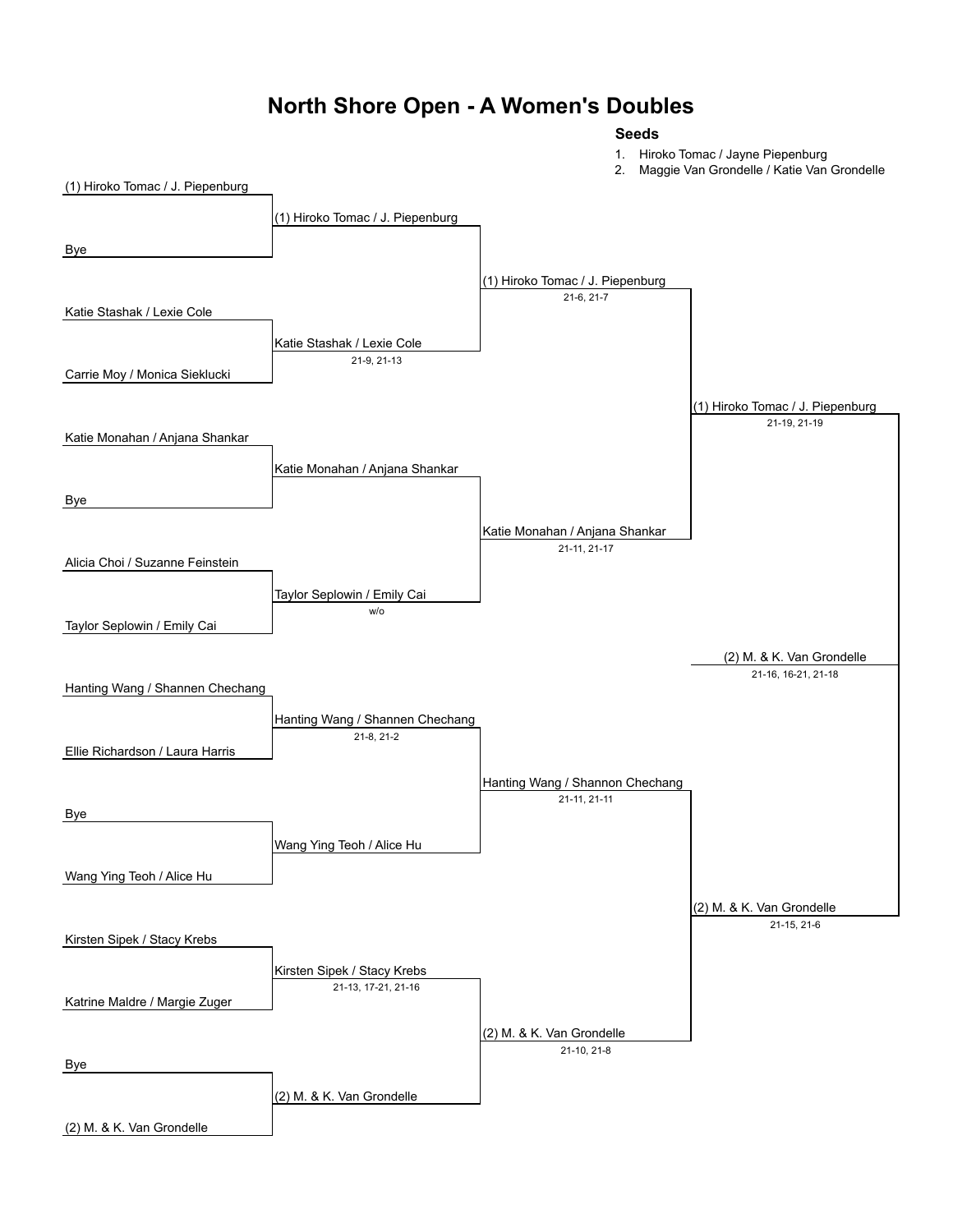# North Shore Open - A Women's Doubles

**Seeds**

1. Hiroko Tomac / Jayne Piepenburg
2. Maggie Van Grondelle / Katie Van Grondelle

| Round 1 | Round 2 | Quarterfinals | Semifinals | Final |
|---|---|---|---|---|
| (1) Hiroko Tomac / J. Piepenburg | | | | |
| Bye | (1) Hiroko Tomac / J. Piepenburg | | | |
| Katie Stashak / Lexie Cole | | (1) Hiroko Tomac / J. Piepenburg<br>21-6, 21-7 | | |
| Carrie Moy / Monica Sieklucki | Katie Stashak / Lexie Cole<br>21-9, 21-13 | | | |
| Katie Monahan / Anjana Shankar | | | (1) Hiroko Tomac / J. Piepenburg<br>21-19, 21-19 | |
| Bye | Katie Monahan / Anjana Shankar | | | |
| Alicia Choi / Suzanne Feinstein | | Katie Monahan / Anjana Shankar<br>21-11, 21-17 | | |
| Taylor Seplowin / Emily Cai | Taylor Seplowin / Emily Cai<br>w/o | | | |
| | | | | (2) M. & K. Van Grondelle<br>21-16, 16-21, 21-18 |
| Hanting Wang / Shannen Chechang | | | | |
| Ellie Richardson / Laura Harris | Hanting Wang / Shannen Chechang<br>21-8, 21-2 | | | |
| Bye | | Hanting Wang / Shannon Chechang<br>21-11, 21-11 | | |
| Wang Ying Teoh / Alice Hu | Wang Ying Teoh / Alice Hu | | | |
| Kirsten Sipek / Stacy Krebs | | | (2) M. & K. Van Grondelle<br>21-15, 21-6 | |
| Katrine Maldre / Margie Zuger | Kirsten Sipek / Stacy Krebs<br>21-13, 17-21, 21-16 | | | |
| Bye | | (2) M. & K. Van Grondelle<br>21-10, 21-8 | | |
| (2) M. & K. Van Grondelle | (2) M. & K. Van Grondelle | | | |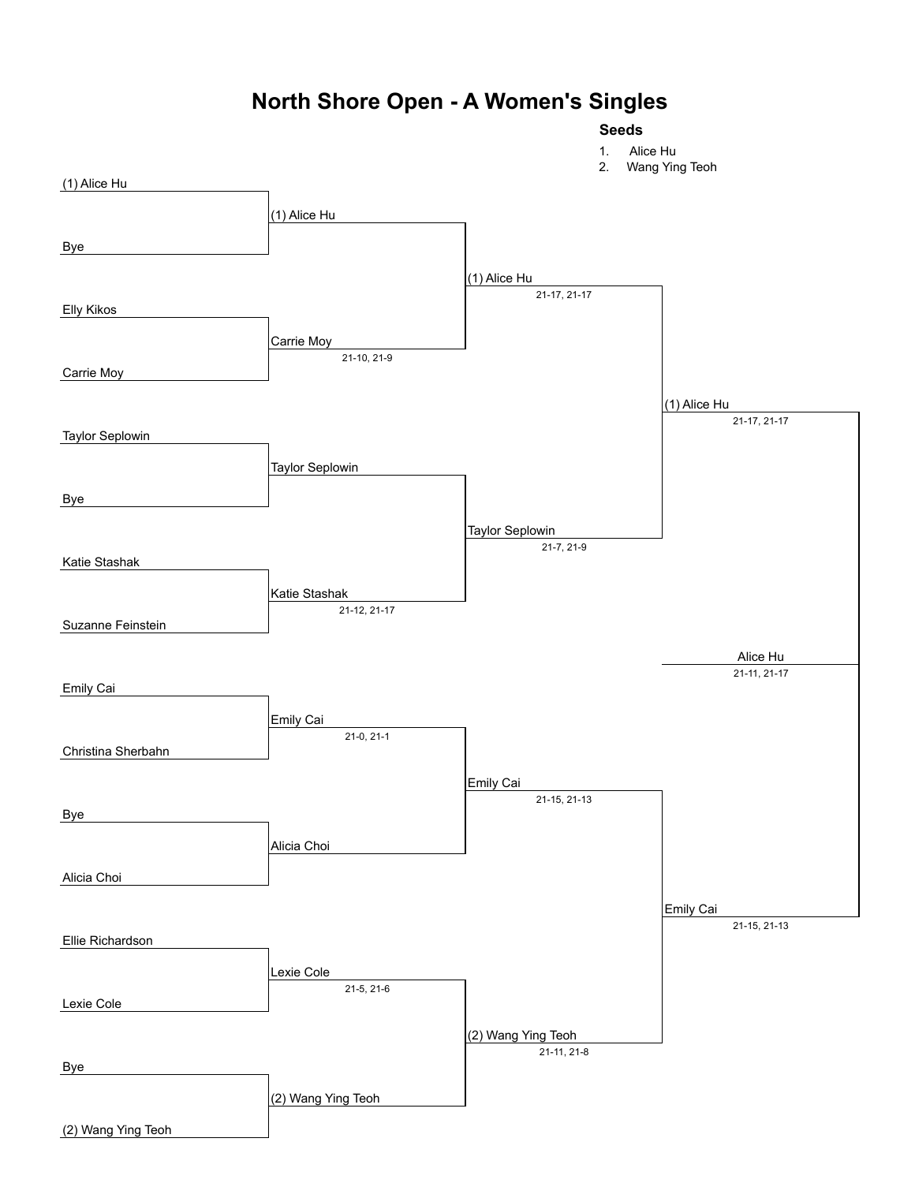# North Shore Open - A Women's Singles

**Seeds**

1. Alice Hu
2. Wang Ying Teoh

**Round 1**

| Match | Player 1 | Player 2 | Winner | Score |
| --- | --- | --- | --- | --- |
| 1 | (1) Alice Hu | Bye | (1) Alice Hu | |
| 2 | Elly Kikos | Carrie Moy | Carrie Moy | 21-10, 21-9 |
| 3 | Taylor Seplowin | Bye | Taylor Seplowin | |
| 4 | Katie Stashak | Suzanne Feinstein | Katie Stashak | 21-12, 21-17 |
| 5 | Emily Cai | Christina Sherbahn | Emily Cai | 21-0, 21-1 |
| 6 | Bye | Alicia Choi | Alicia Choi | |
| 7 | Ellie Richardson | Lexie Cole | Lexie Cole | 21-5, 21-6 |
| 8 | Bye | (2) Wang Ying Teoh | (2) Wang Ying Teoh | |

**Quarterfinals**

| Player 1 | Player 2 | Winner | Score |
| --- | --- | --- | --- |
| (1) Alice Hu | Carrie Moy | (1) Alice Hu | 21-17, 21-17 |
| Taylor Seplowin | Katie Stashak | Taylor Seplowin | 21-7, 21-9 |
| Emily Cai | Alicia Choi | Emily Cai | 21-15, 21-13 |
| Lexie Cole | (2) Wang Ying Teoh | (2) Wang Ying Teoh | 21-11, 21-8 |

**Semifinals**

| Player 1 | Player 2 | Winner | Score |
| --- | --- | --- | --- |
| (1) Alice Hu | Taylor Seplowin | (1) Alice Hu | 21-17, 21-17 |
| Emily Cai | (2) Wang Ying Teoh | Emily Cai | 21-15, 21-13 |

**Final**

| Player 1 | Player 2 | Winner | Score |
| --- | --- | --- | --- |
| (1) Alice Hu | Emily Cai | Alice Hu | 21-11, 21-17 |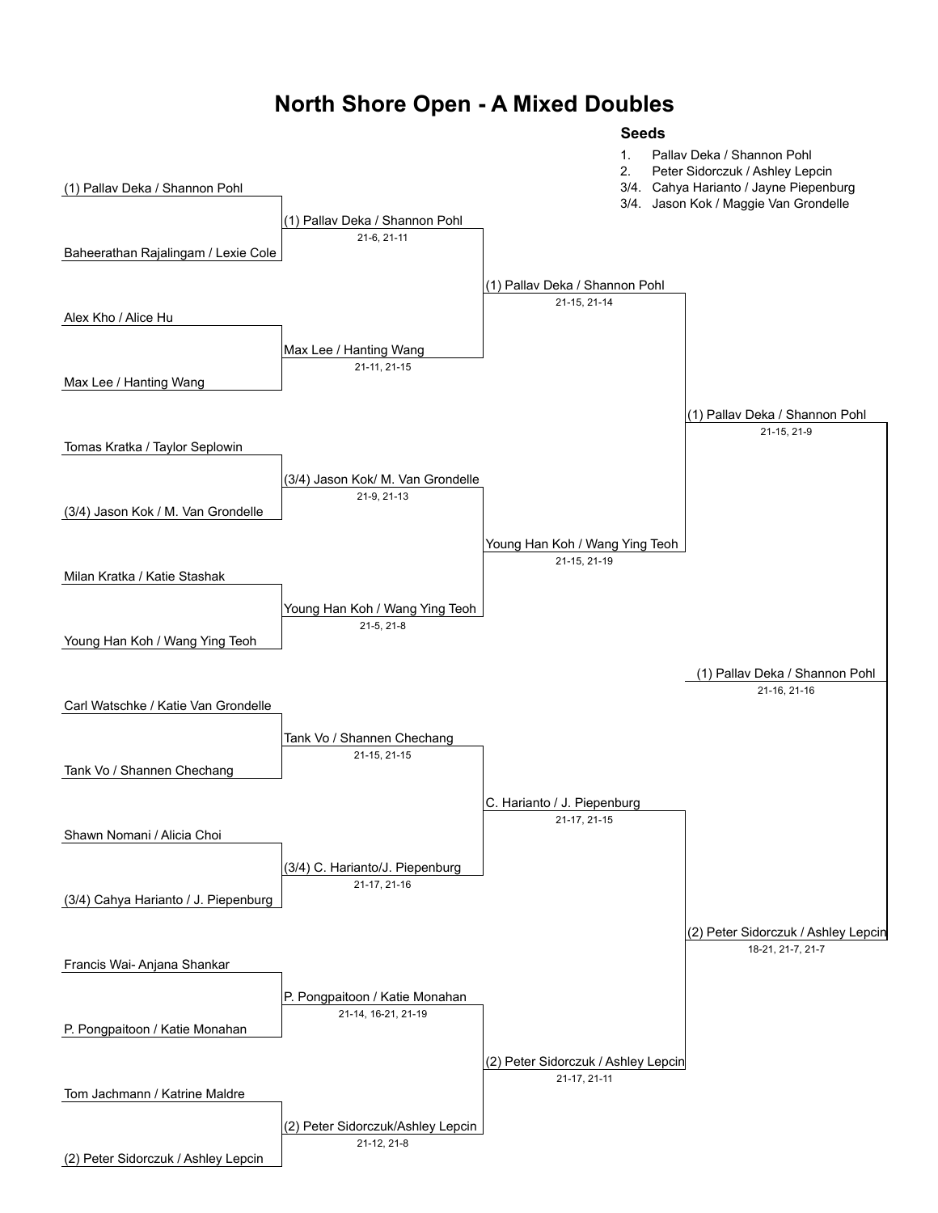# North Shore Open - A Mixed Doubles

### Seeds

1. Pallav Deka / Shannon Pohl
2. Peter Sidorczuk / Ashley Lepcin

3/4. Cahya Harianto / Jayne Piepenburg

3/4. Jason Kok / Maggie Van Grondelle

| First Round | Quarterfinals | Semifinals | Final | Champion |
|---|---|---|---|---|
| (1) Pallav Deka / Shannon Pohl | (1) Pallav Deka / Shannon Pohl 21-6, 21-11 | (1) Pallav Deka / Shannon Pohl 21-15, 21-14 | (1) Pallav Deka / Shannon Pohl 21-15, 21-9 | (1) Pallav Deka / Shannon Pohl 21-16, 21-16 |
| Baheerathan Rajalingam / Lexie Cole | | | | |
| Alex Kho / Alice Hu | Max Lee / Hanting Wang 21-11, 21-15 | | | |
| Max Lee / Hanting Wang | | | | |
| Tomas Kratka / Taylor Seplowin | (3/4) Jason Kok/ M. Van Grondelle 21-9, 21-13 | Young Han Koh / Wang Ying Teoh 21-15, 21-19 | | |
| (3/4) Jason Kok / M. Van Grondelle | | | | |
| Milan Kratka / Katie Stashak | Young Han Koh / Wang Ying Teoh 21-5, 21-8 | | | |
| Young Han Koh / Wang Ying Teoh | | | | |
| Carl Watschke / Katie Van Grondelle | Tank Vo / Shannen Chechang 21-15, 21-15 | C. Harianto / J. Piepenburg 21-17, 21-15 | (2) Peter Sidorczuk / Ashley Lepcin 18-21, 21-7, 21-7 | |
| Tank Vo / Shannen Chechang | | | | |
| Shawn Nomani / Alicia Choi | (3/4) C. Harianto/J. Piepenburg 21-17, 21-16 | | | |
| (3/4) Cahya Harianto / J. Piepenburg | | | | |
| Francis Wai- Anjana Shankar | P. Pongpaitoon / Katie Monahan 21-14, 16-21, 21-19 | (2) Peter Sidorczuk / Ashley Lepcin 21-17, 21-11 | | |
| P. Pongpaitoon / Katie Monahan | | | | |
| Tom Jachmann / Katrine Maldre | (2) Peter Sidorczuk/Ashley Lepcin 21-12, 21-8 | | | |
| (2) Peter Sidorczuk / Ashley Lepcin | | | | |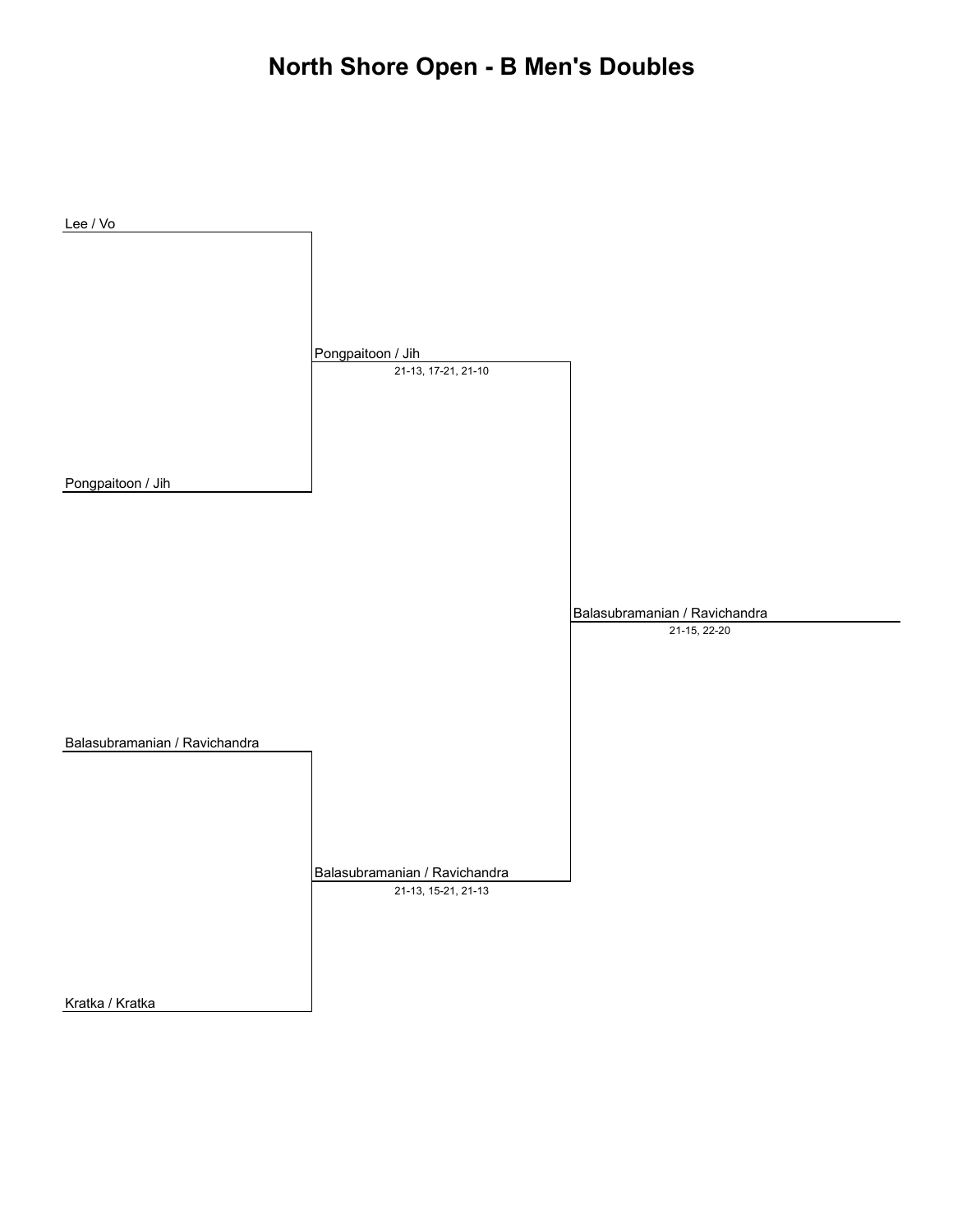# North Shore Open - B Men's Doubles

Lee / Vo

Pongpaitoon / Jih

Pongpaitoon / Jih
21-13, 17-21, 21-10

Balasubramanian / Ravichandra

Kratka / Kratka

Balasubramanian / Ravichandra
21-13, 15-21, 21-13

Balasubramanian / Ravichandra
21-15, 22-20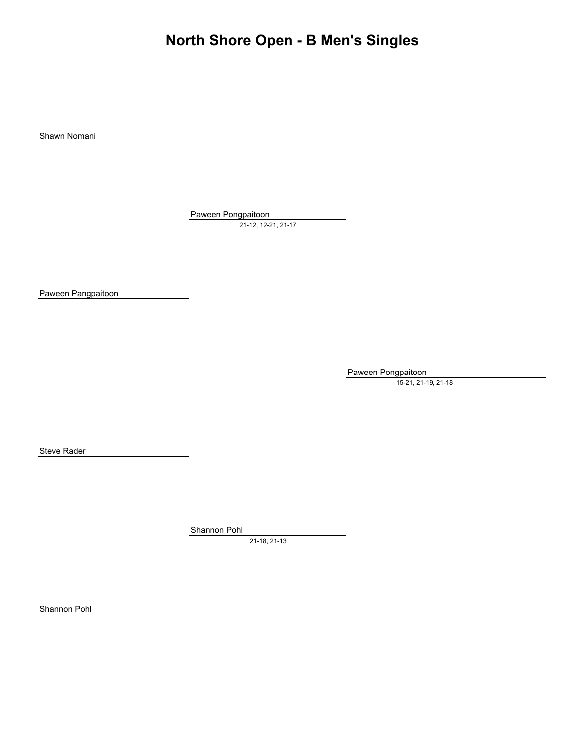# North Shore Open - B Men's Singles

Shawn Nomani

Paween Pangpaitoon

Paween Pongpaitoon
21-12, 12-21, 21-17

Steve Rader

Shannon Pohl

Shannon Pohl
21-18, 21-13

Paween Pongpaitoon
15-21, 21-19, 21-18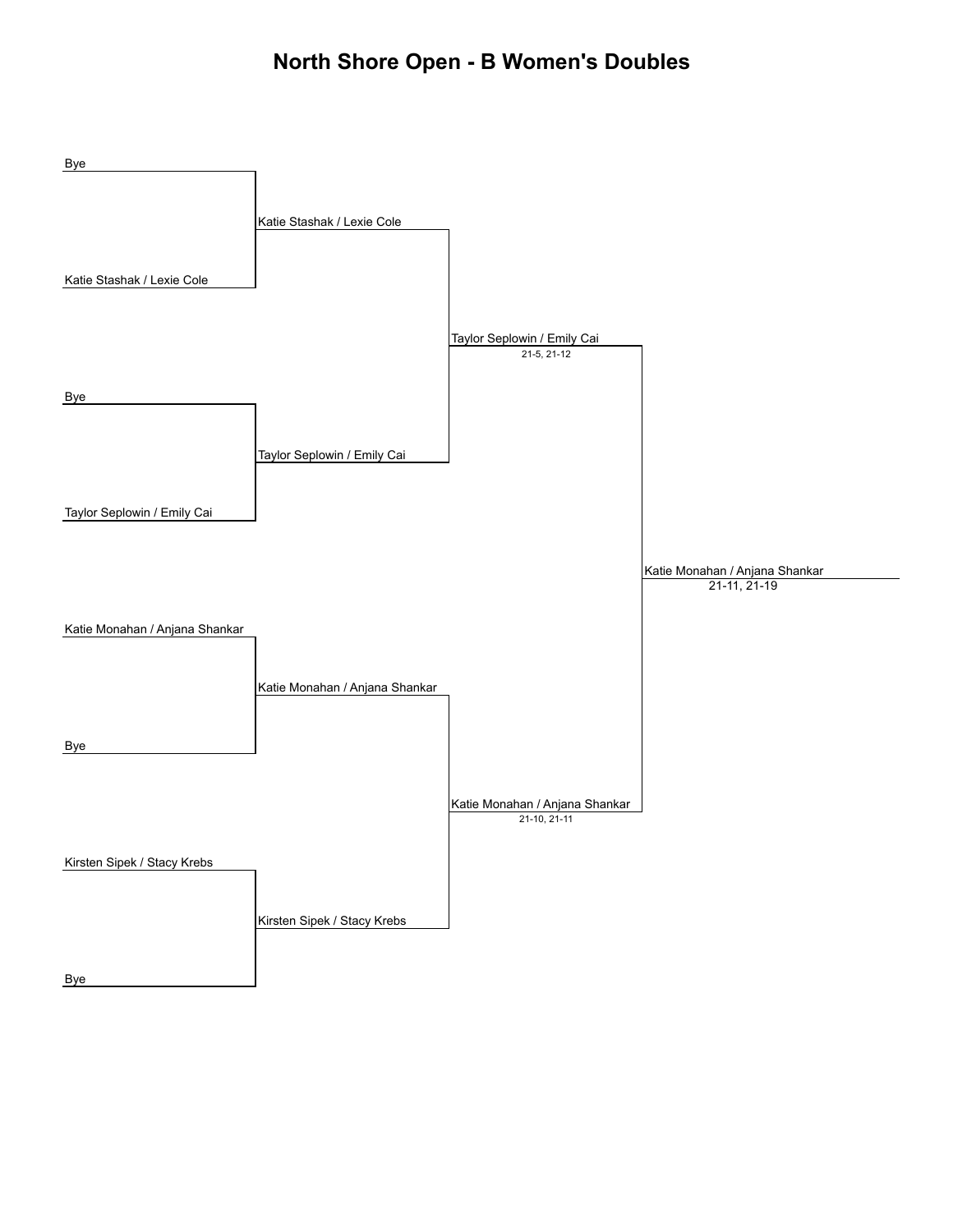# North Shore Open - B Women's Doubles

**Round 1**

- Bye
- Katie Stashak / Lexie Cole
- Bye
- Taylor Seplowin / Emily Cai
- Katie Monahan / Anjana Shankar
- Bye
- Kirsten Sipek / Stacy Krebs
- Bye

**Round 2**

- Katie Stashak / Lexie Cole
- Taylor Seplowin / Emily Cai
- Katie Monahan / Anjana Shankar
- Kirsten Sipek / Stacy Krebs

**Semifinals**

- Taylor Seplowin / Emily Cai — 21-5, 21-12
- Katie Monahan / Anjana Shankar — 21-10, 21-11

**Final**

- Katie Monahan / Anjana Shankar — 21-11, 21-19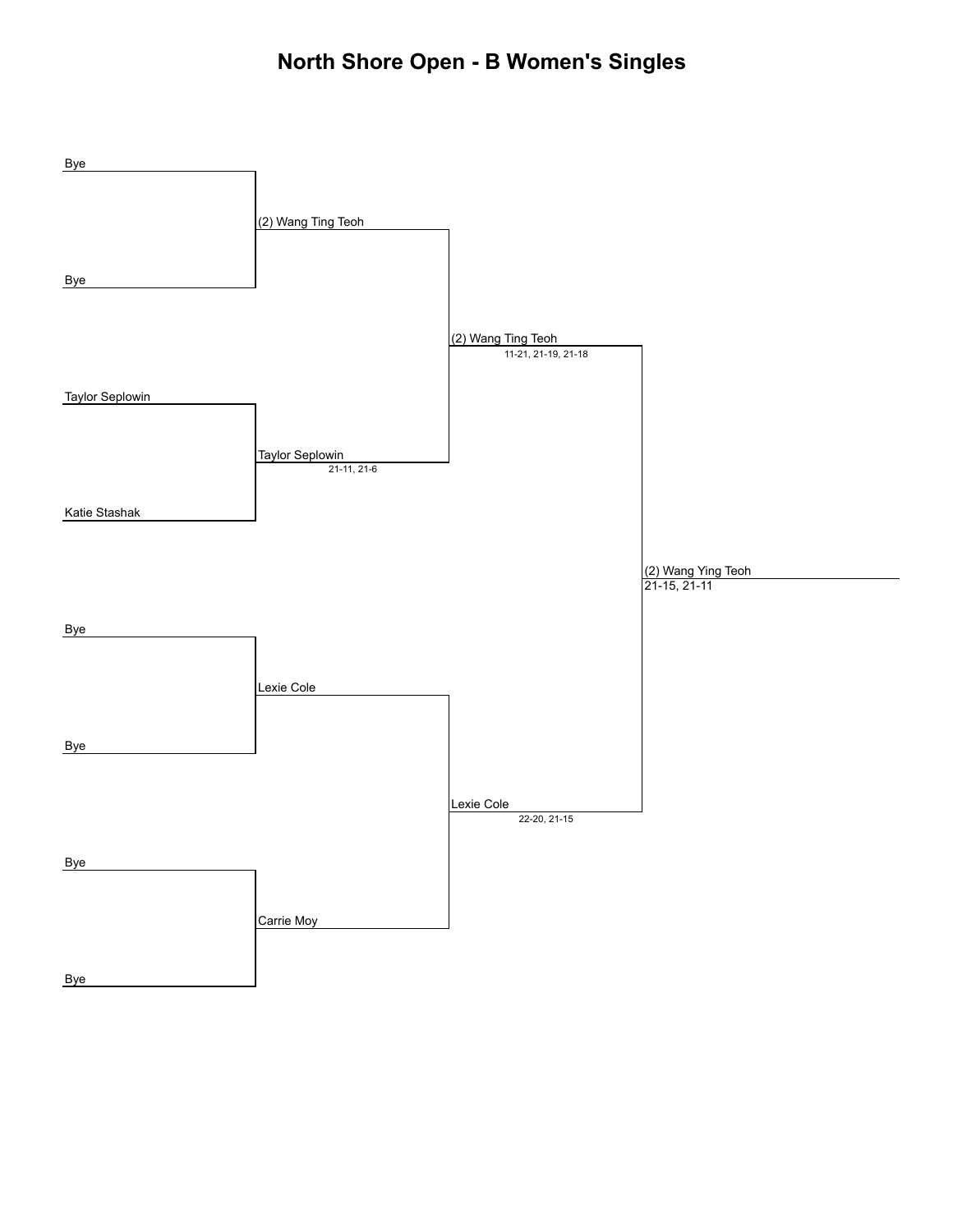# North Shore Open - B Women's Singles

**Round 1**

- Bye
- Bye
- Taylor Seplowin
- Katie Stashak
- Bye
- Bye
- Bye
- Bye

**Round 2**

- (2) Wang Ting Teoh
- Taylor Seplowin — 21-11, 21-6
- Lexie Cole
- Carrie Moy

**Semifinals**

- (2) Wang Ting Teoh — 11-21, 21-19, 21-18
- Lexie Cole — 22-20, 21-15

**Final**

- (2) Wang Ying Teoh — 21-15, 21-11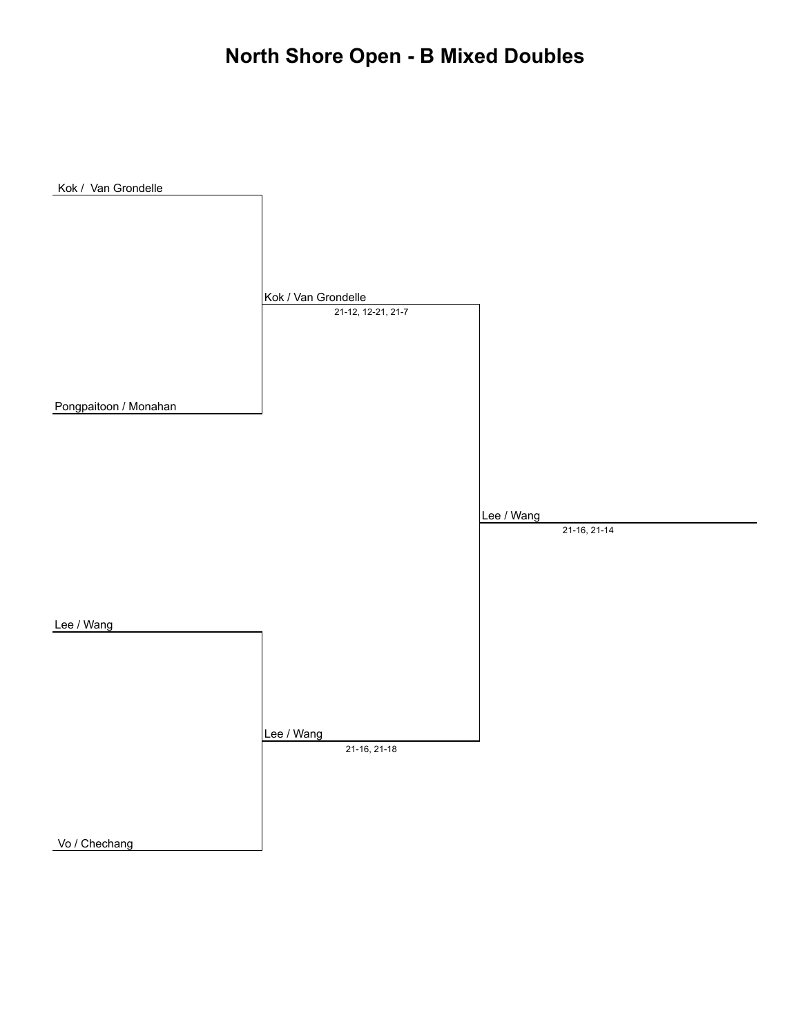# North Shore Open - B Mixed Doubles

Kok /  Van Grondelle

Pongpaitoon / Monahan

Kok / Van Grondelle
21-12, 12-21, 21-7

Lee / Wang

Vo / Chechang

Lee / Wang
21-16, 21-18

Lee / Wang
21-16, 21-14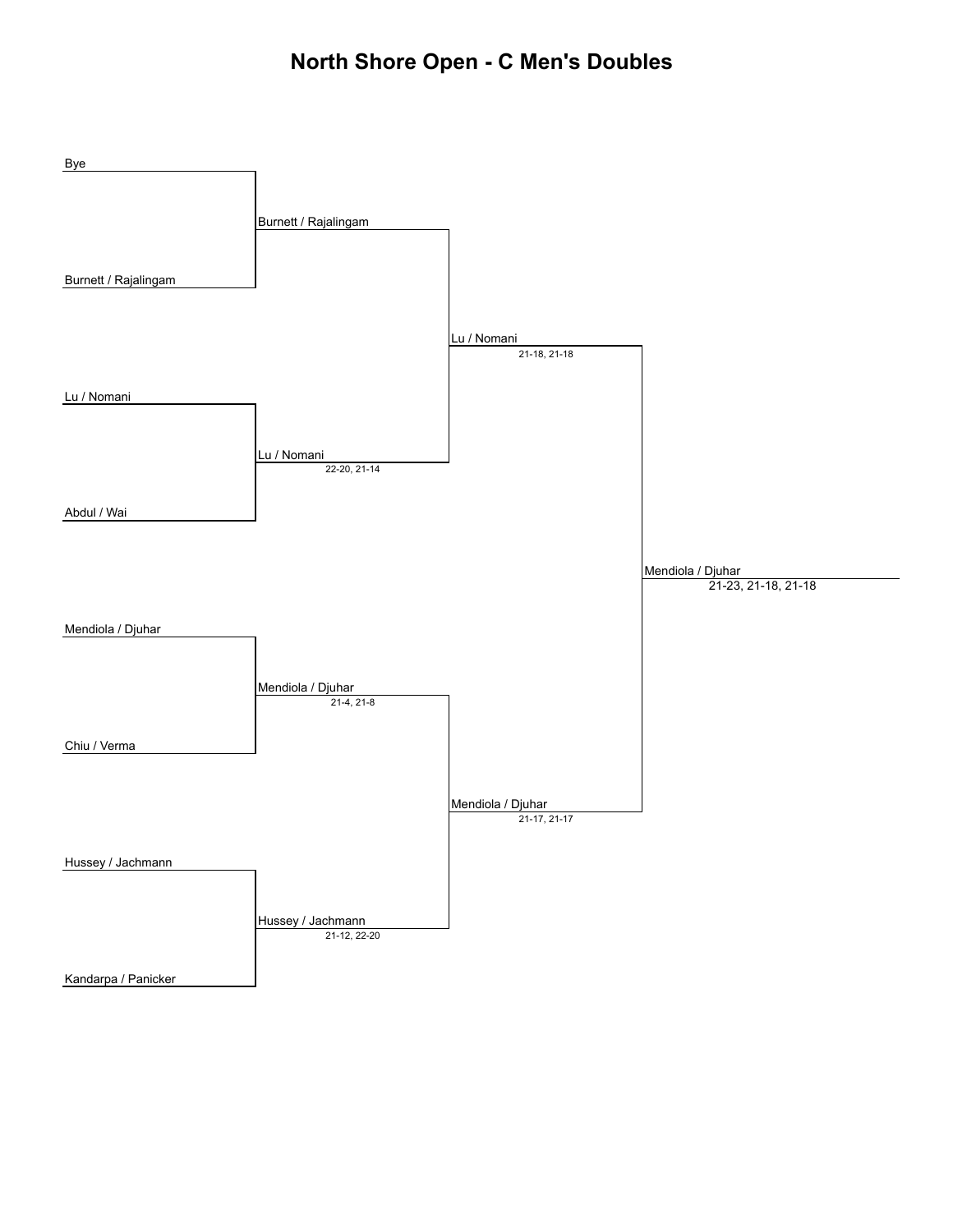# North Shore Open - C Men's Doubles

**Round 1**

| Match | Team 1 | Team 2 | Winner | Score |
|---|---|---|---|---|
| 1 | Bye | Burnett / Rajalingam | Burnett / Rajalingam | |
| 2 | Lu / Nomani | Abdul / Wai | Lu / Nomani | 22-20, 21-14 |
| 3 | Mendiola / Djuhar | Chiu / Verma | Mendiola / Djuhar | 21-4, 21-8 |
| 4 | Hussey / Jachmann | Kandarpa / Panicker | Hussey / Jachmann | 21-12, 22-20 |

**Semifinals**

| Match | Team 1 | Team 2 | Winner | Score |
|---|---|---|---|---|
| 1 | Burnett / Rajalingam | Lu / Nomani | Lu / Nomani | 21-18, 21-18 |
| 2 | Mendiola / Djuhar | Hussey / Jachmann | Mendiola / Djuhar | 21-17, 21-17 |

**Final**

| Team 1 | Team 2 | Winner | Score |
|---|---|---|---|
| Lu / Nomani | Mendiola / Djuhar | Mendiola / Djuhar | 21-23, 21-18, 21-18 |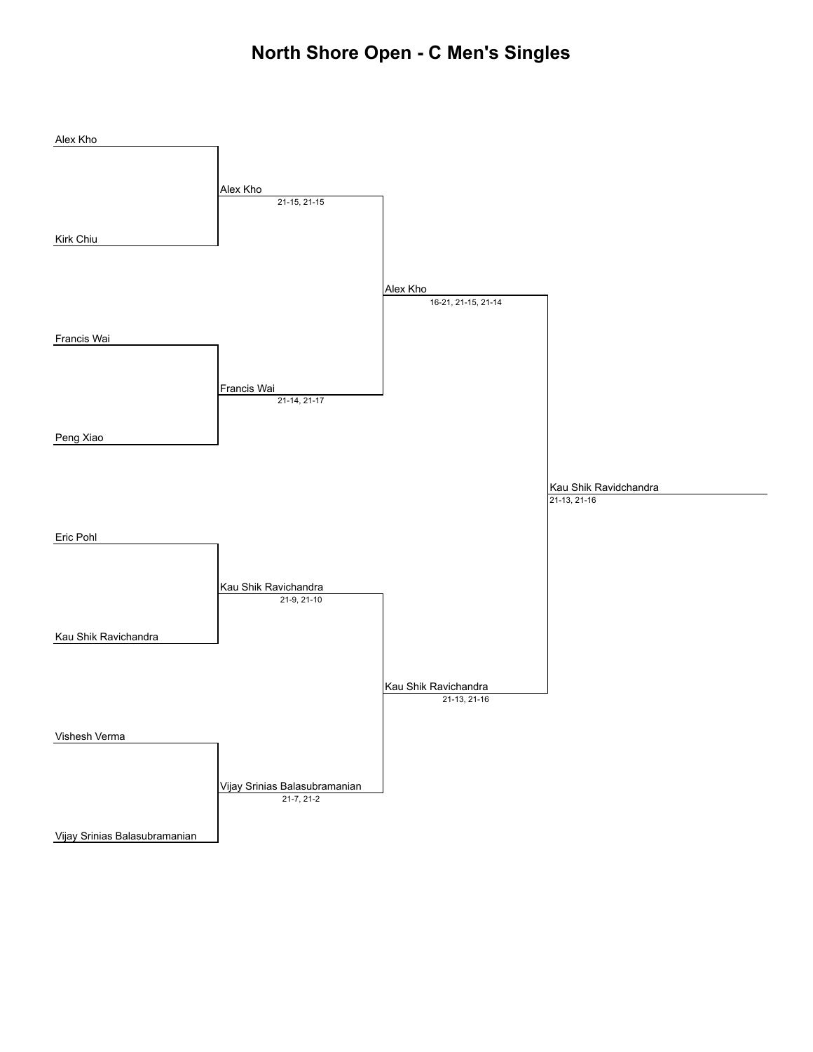# North Shore Open - C Men's Singles

**Round 1**

- Alex Kho vs Kirk Chiu
- Francis Wai vs Peng Xiao
- Eric Pohl vs Kau Shik Ravichandra
- Vishesh Verma vs Vijay Srinias Balasubramanian

**Round 2**

- Alex Kho — 21-15, 21-15
- Francis Wai — 21-14, 21-17
- Kau Shik Ravichandra — 21-9, 21-10
- Vijay Srinias Balasubramanian — 21-7, 21-2

**Round 3**

- Alex Kho — 16-21, 21-15, 21-14
- Kau Shik Ravichandra — 21-13, 21-16

**Winner**

- Kau Shik Ravidchandra — 21-13, 21-16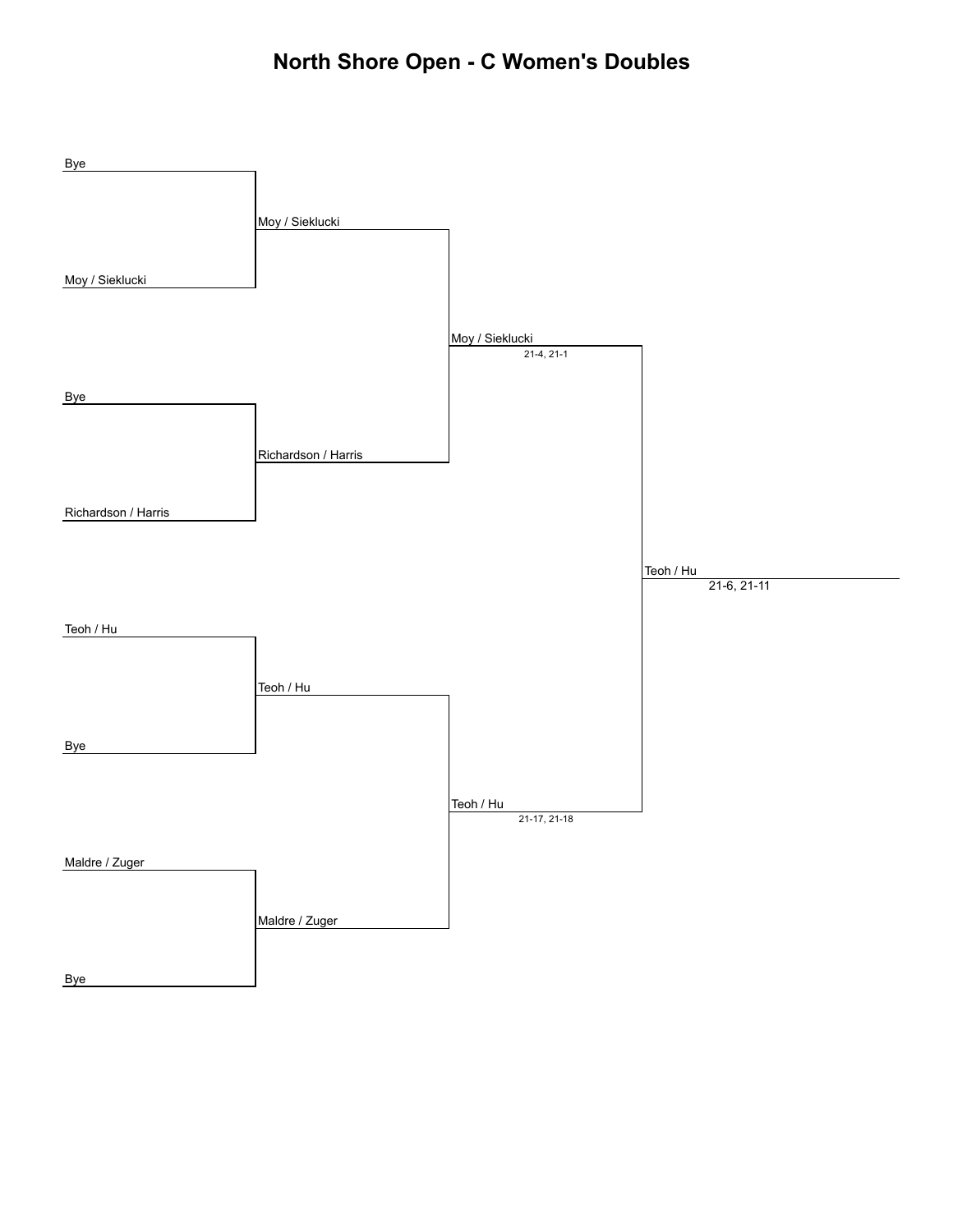# North Shore Open - C Women's Doubles

**Round 1**

- Bye vs Moy / Sieklucki → Moy / Sieklucki
- Bye vs Richardson / Harris → Richardson / Harris
- Teoh / Hu vs Bye → Teoh / Hu
- Maldre / Zuger vs Bye → Maldre / Zuger

**Semifinals**

- Moy / Sieklucki vs Richardson / Harris → Moy / Sieklucki (21-4, 21-1)
- Teoh / Hu vs Maldre / Zuger → Teoh / Hu (21-17, 21-18)

**Final**

- Moy / Sieklucki vs Teoh / Hu → Teoh / Hu (21-6, 21-11)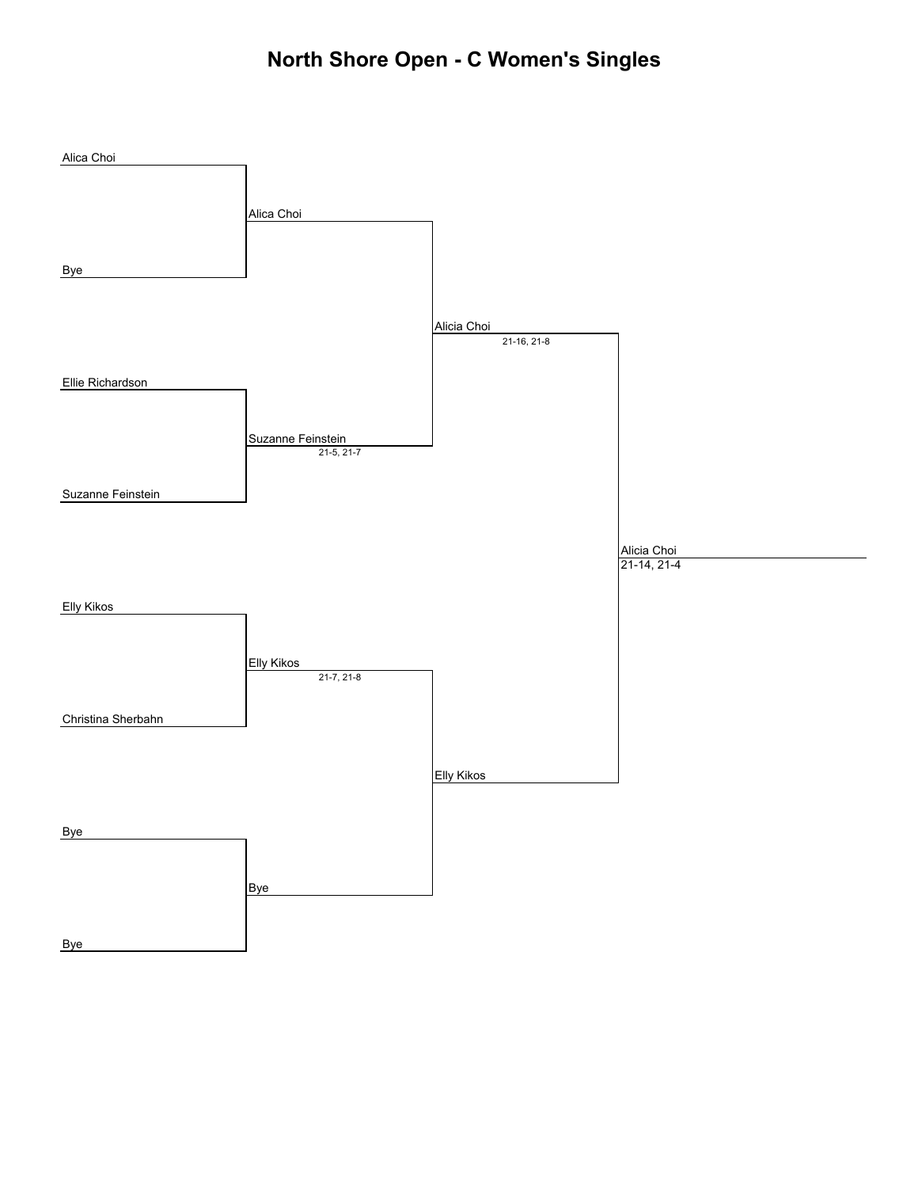# North Shore Open - C Women's Singles

**Round 1**

| Player 1 | Player 2 | Winner | Score |
| --- | --- | --- | --- |
| Alica Choi | Bye | Alica Choi | |
| Ellie Richardson | Suzanne Feinstein | Suzanne Feinstein | 21-5, 21-7 |
| Elly Kikos | Christina Sherbahn | Elly Kikos | 21-7, 21-8 |
| Bye | Bye | Bye | |

**Semifinals**

| Player 1 | Player 2 | Winner | Score |
| --- | --- | --- | --- |
| Alica Choi | Suzanne Feinstein | Alicia Choi | 21-16, 21-8 |
| Elly Kikos | Bye | Elly Kikos | |

**Final**

| Player 1 | Player 2 | Winner | Score |
| --- | --- | --- | --- |
| Alicia Choi | Elly Kikos | Alicia Choi | 21-14, 21-4 |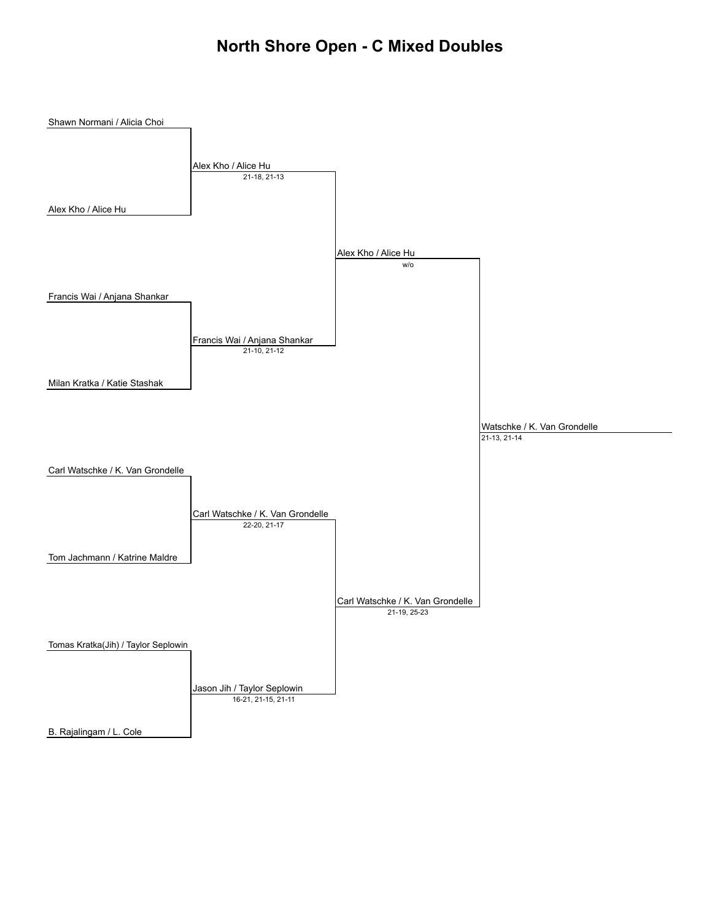# North Shore Open - C Mixed Doubles

## Round 1

- Shawn Normani / Alicia Choi
- Alex Kho / Alice Hu
- Francis Wai / Anjana Shankar
- Milan Kratka / Katie Stashak
- Carl Watschke / K. Van Grondelle
- Tom Jachmann / Katrine Maldre
- Tomas Kratka(Jih) / Taylor Seplowin
- B. Rajalingam / L. Cole

## Round 2

- Alex Kho / Alice Hu — 21-18, 21-13
- Francis Wai / Anjana Shankar — 21-10, 21-12
- Carl Watschke / K. Van Grondelle — 22-20, 21-17
- Jason Jih / Taylor Seplowin — 16-21, 21-15, 21-11

## Semifinals

- Alex Kho / Alice Hu — w/o
- Carl Watschke / K. Van Grondelle — 21-19, 25-23

## Final

- Watschke / K. Van Grondelle — 21-13, 21-14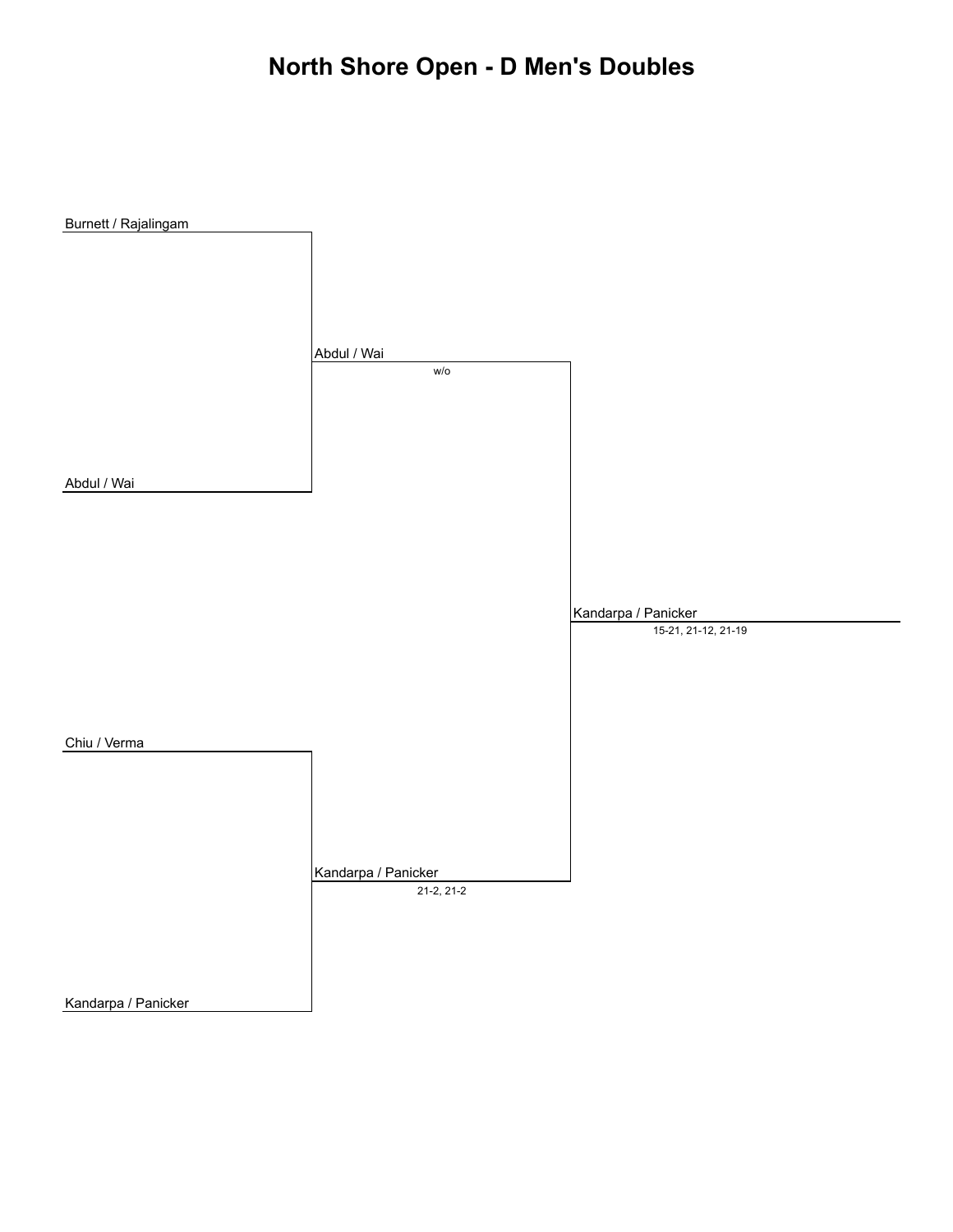# North Shore Open - D Men's Doubles

**Round 1**

- Burnett / Rajalingam
- Abdul / Wai
- Chiu / Verma
- Kandarpa / Panicker

**Round 2**

- Abdul / Wai — w/o
- Kandarpa / Panicker — 21-2, 21-2

**Winner**

- Kandarpa / Panicker — 15-21, 21-12, 21-19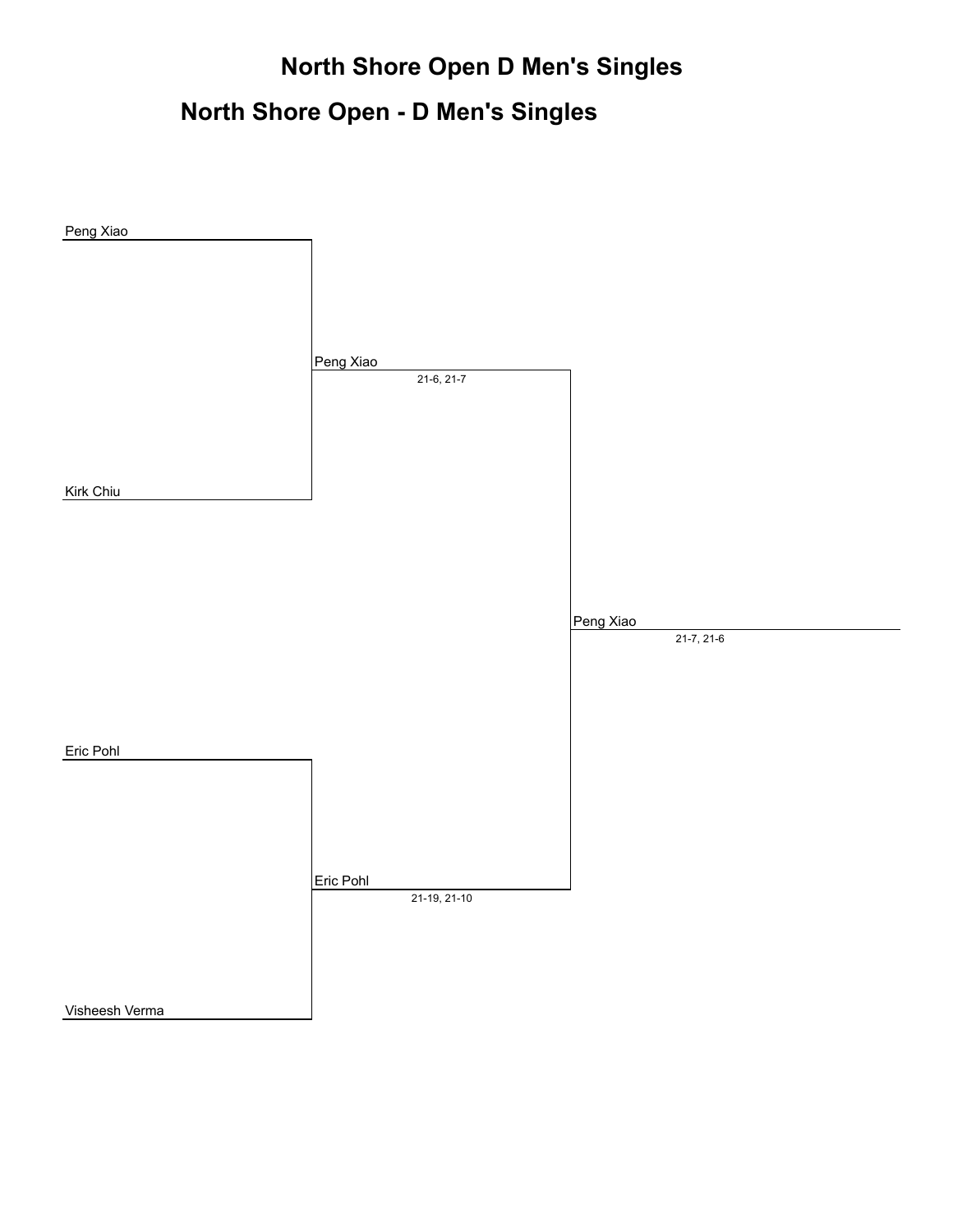# North Shore Open D Men's Singles

## North Shore Open - D Men's Singles

Peng Xiao

Kirk Chiu

Peng Xiao
21-6, 21-7

Eric Pohl

Visheesh Verma

Eric Pohl
21-19, 21-10

Peng Xiao
21-7, 21-6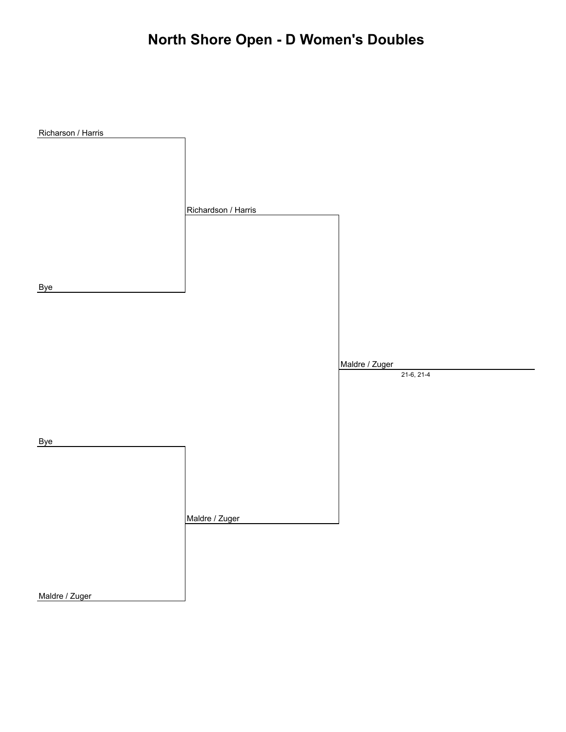# North Shore Open - D Women's Doubles

Round 1:
- Richarson / Harris
- Bye
- Bye
- Maldre / Zuger

Round 2:
- Richardson / Harris
- Maldre / Zuger

Final:
- Maldre / Zuger
- 21-6, 21-4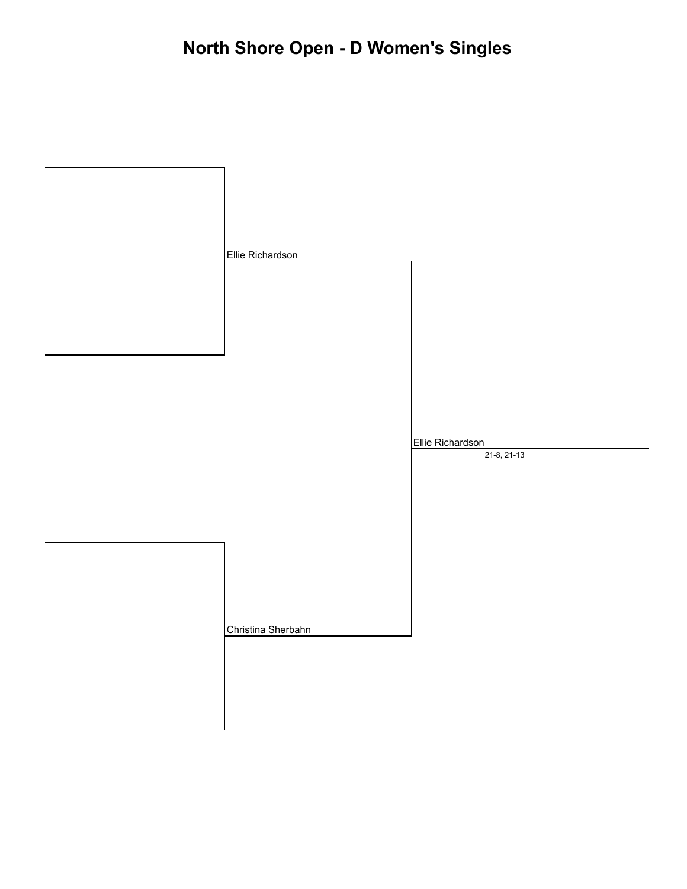# North Shore Open - D Women's Singles

Ellie Richardson

Christina Sherbahn

Ellie Richardson

21-8, 21-13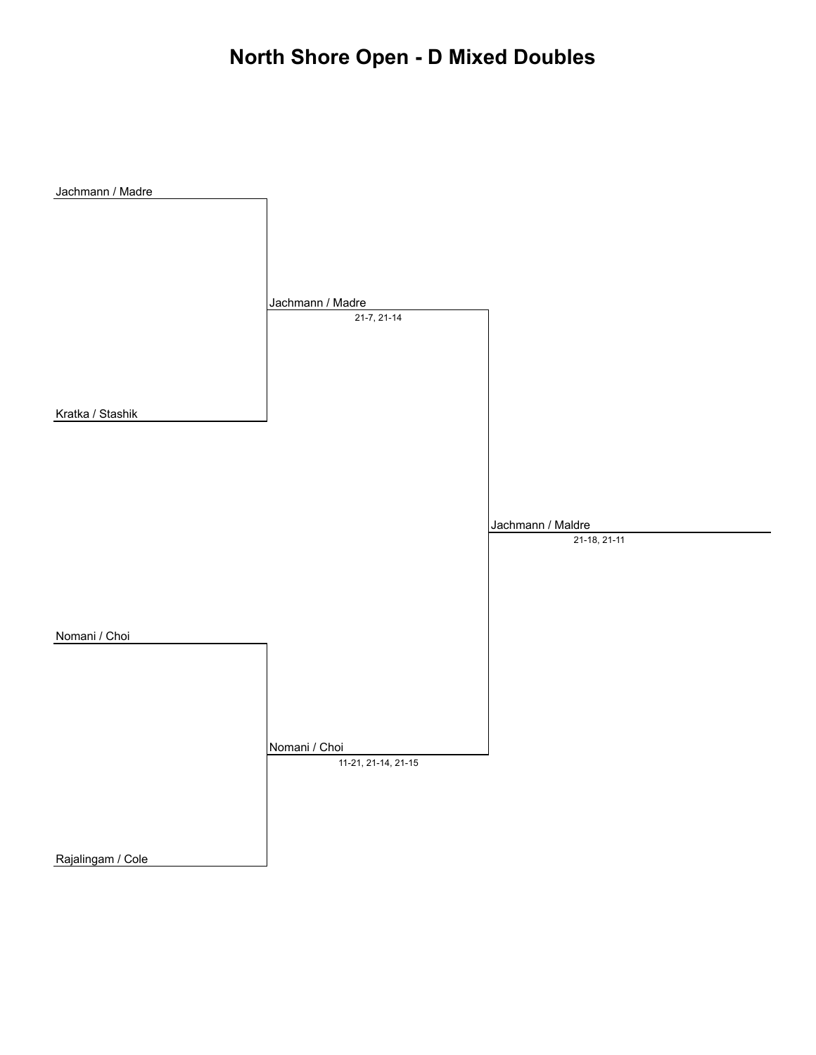# North Shore Open - D Mixed Doubles

Jachmann / Madre

Kratka / Stashik

Jachmann / Madre
21-7, 21-14

Nomani / Choi

Rajalingam / Cole

Nomani / Choi
11-21, 21-14, 21-15

Jachmann / Maldre
21-18, 21-11